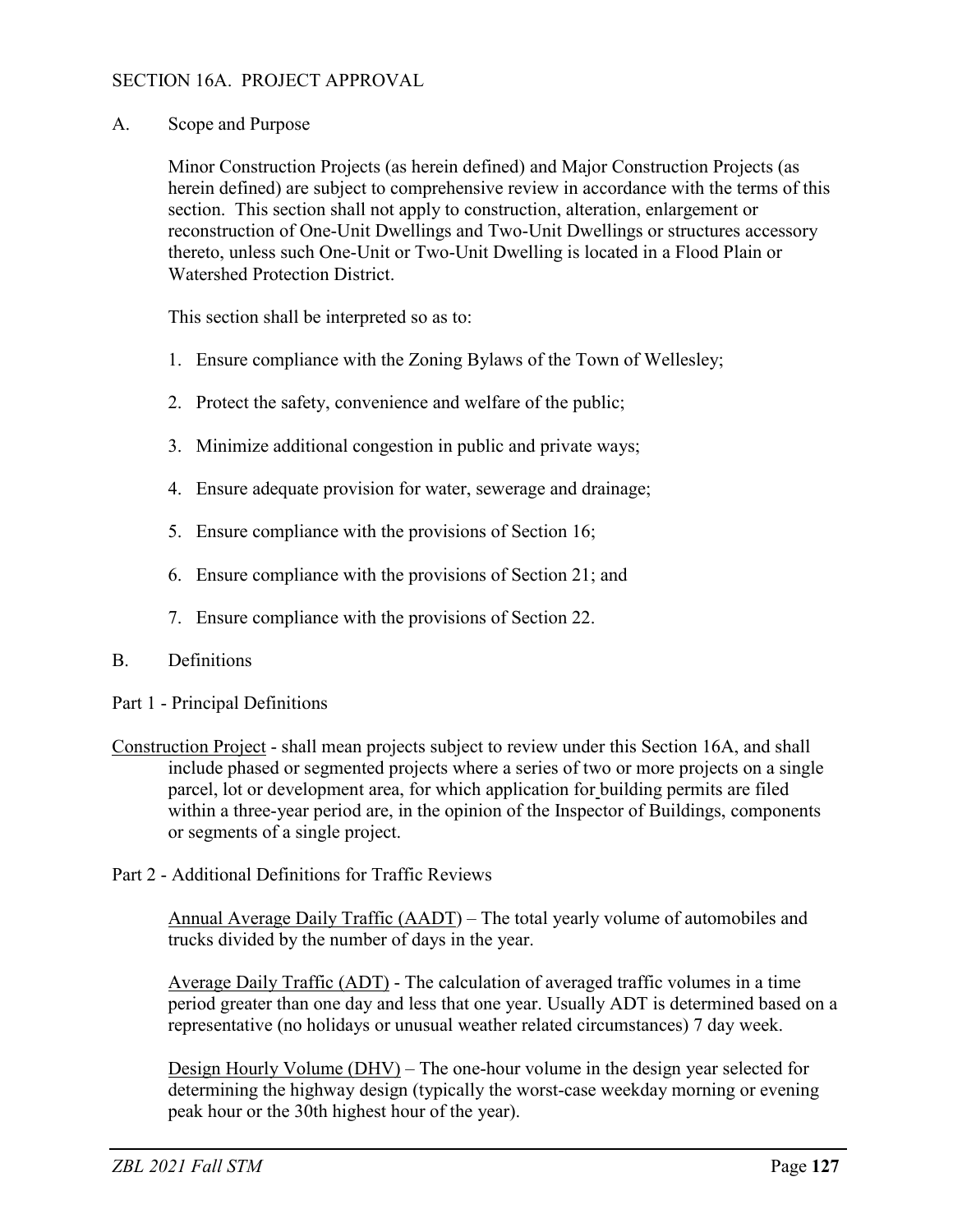# SECTION 16A. PROJECT APPROVAL

## A. Scope and Purpose

Minor Construction Projects (as herein defined) and Major Construction Projects (as herein defined) are subject to comprehensive review in accordance with the terms of this section. This section shall not apply to construction, alteration, enlargement or reconstruction of One-Unit Dwellings and Two-Unit Dwellings or structures accessory thereto, unless such One-Unit or Two-Unit Dwelling is located in a Flood Plain or Watershed Protection District.

This section shall be interpreted so as to:

1. Ensure compliance with the Zoning Bylaws of the Town of Wellesley;
2. Protect the safety, convenience and welfare of the public;
3. Minimize additional congestion in public and private ways;
4. Ensure adequate provision for water, sewerage and drainage;
5. Ensure compliance with the provisions of Section 16;
6. Ensure compliance with the provisions of Section 21; and
7. Ensure compliance with the provisions of Section 22.

## B. Definitions

### Part 1 - Principal Definitions

<u>Construction Project</u> - shall mean projects subject to review under this Section 16A, and shall include phased or segmented projects where a series of two or more projects on a single parcel, lot or development area, for which application for building permits are filed within a three-year period are, in the opinion of the Inspector of Buildings, components or segments of a single project.

### Part 2 - Additional Definitions for Traffic Reviews

<u>Annual Average Daily Traffic (AADT)</u> – The total yearly volume of automobiles and trucks divided by the number of days in the year.

<u>Average Daily Traffic (ADT)</u> - The calculation of averaged traffic volumes in a time period greater than one day and less that one year. Usually ADT is determined based on a representative (no holidays or unusual weather related circumstances) 7 day week.

<u>Design Hourly Volume (DHV)</u> – The one-hour volume in the design year selected for determining the highway design (typically the worst-case weekday morning or evening peak hour or the 30th highest hour of the year).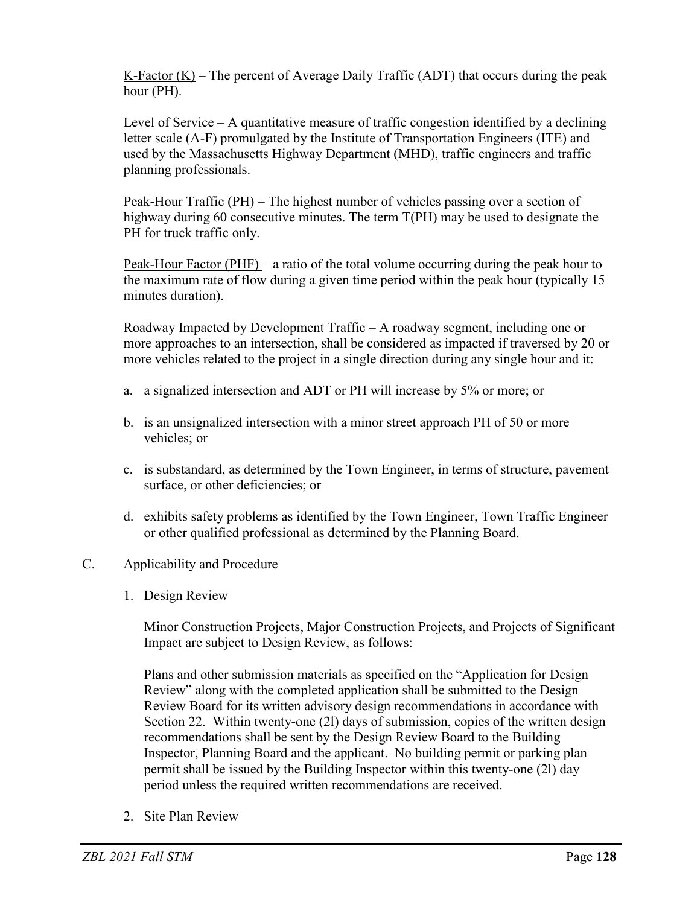K-Factor (K) – The percent of Average Daily Traffic (ADT) that occurs during the peak hour (PH).

Level of Service – A quantitative measure of traffic congestion identified by a declining letter scale (A-F) promulgated by the Institute of Transportation Engineers (ITE) and used by the Massachusetts Highway Department (MHD), traffic engineers and traffic planning professionals.

Peak-Hour Traffic (PH) – The highest number of vehicles passing over a section of highway during 60 consecutive minutes. The term T(PH) may be used to designate the PH for truck traffic only.

Peak-Hour Factor (PHF) – a ratio of the total volume occurring during the peak hour to the maximum rate of flow during a given time period within the peak hour (typically 15 minutes duration).

Roadway Impacted by Development Traffic – A roadway segment, including one or more approaches to an intersection, shall be considered as impacted if traversed by 20 or more vehicles related to the project in a single direction during any single hour and it:

a. a signalized intersection and ADT or PH will increase by 5% or more; or

b. is an unsignalized intersection with a minor street approach PH of 50 or more vehicles; or

c. is substandard, as determined by the Town Engineer, in terms of structure, pavement surface, or other deficiencies; or

d. exhibits safety problems as identified by the Town Engineer, Town Traffic Engineer or other qualified professional as determined by the Planning Board.

C. Applicability and Procedure

1. Design Review

Minor Construction Projects, Major Construction Projects, and Projects of Significant Impact are subject to Design Review, as follows:

Plans and other submission materials as specified on the "Application for Design Review" along with the completed application shall be submitted to the Design Review Board for its written advisory design recommendations in accordance with Section 22. Within twenty-one (2l) days of submission, copies of the written design recommendations shall be sent by the Design Review Board to the Building Inspector, Planning Board and the applicant. No building permit or parking plan permit shall be issued by the Building Inspector within this twenty-one (2l) day period unless the required written recommendations are received.

2. Site Plan Review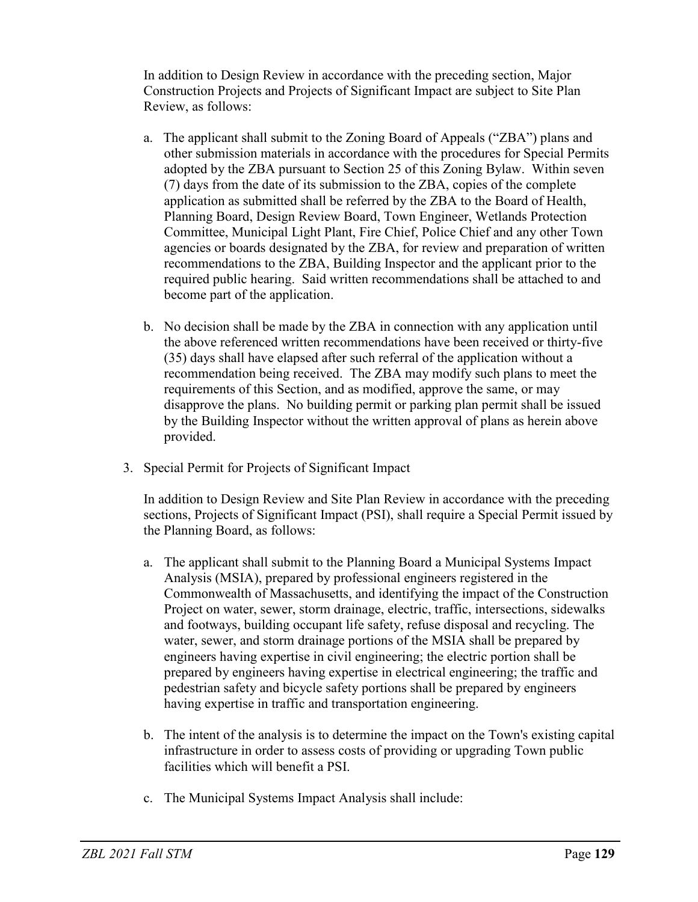In addition to Design Review in accordance with the preceding section, Major Construction Projects and Projects of Significant Impact are subject to Site Plan Review, as follows:

a. The applicant shall submit to the Zoning Board of Appeals ("ZBA") plans and other submission materials in accordance with the procedures for Special Permits adopted by the ZBA pursuant to Section 25 of this Zoning Bylaw. Within seven (7) days from the date of its submission to the ZBA, copies of the complete application as submitted shall be referred by the ZBA to the Board of Health, Planning Board, Design Review Board, Town Engineer, Wetlands Protection Committee, Municipal Light Plant, Fire Chief, Police Chief and any other Town agencies or boards designated by the ZBA, for review and preparation of written recommendations to the ZBA, Building Inspector and the applicant prior to the required public hearing. Said written recommendations shall be attached to and become part of the application.

b. No decision shall be made by the ZBA in connection with any application until the above referenced written recommendations have been received or thirty-five (35) days shall have elapsed after such referral of the application without a recommendation being received. The ZBA may modify such plans to meet the requirements of this Section, and as modified, approve the same, or may disapprove the plans. No building permit or parking plan permit shall be issued by the Building Inspector without the written approval of plans as herein above provided.

3. Special Permit for Projects of Significant Impact

In addition to Design Review and Site Plan Review in accordance with the preceding sections, Projects of Significant Impact (PSI), shall require a Special Permit issued by the Planning Board, as follows:

a. The applicant shall submit to the Planning Board a Municipal Systems Impact Analysis (MSIA), prepared by professional engineers registered in the Commonwealth of Massachusetts, and identifying the impact of the Construction Project on water, sewer, storm drainage, electric, traffic, intersections, sidewalks and footways, building occupant life safety, refuse disposal and recycling. The water, sewer, and storm drainage portions of the MSIA shall be prepared by engineers having expertise in civil engineering; the electric portion shall be prepared by engineers having expertise in electrical engineering; the traffic and pedestrian safety and bicycle safety portions shall be prepared by engineers having expertise in traffic and transportation engineering.

b. The intent of the analysis is to determine the impact on the Town's existing capital infrastructure in order to assess costs of providing or upgrading Town public facilities which will benefit a PSI.

c. The Municipal Systems Impact Analysis shall include: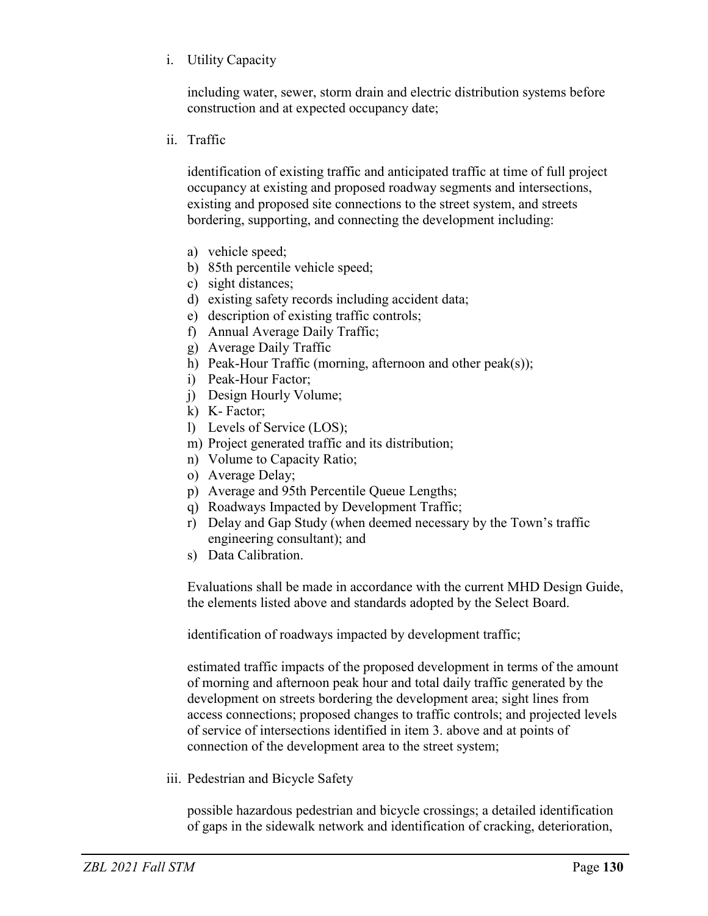i. Utility Capacity

   including water, sewer, storm drain and electric distribution systems before construction and at expected occupancy date;

ii. Traffic

   identification of existing traffic and anticipated traffic at time of full project occupancy at existing and proposed roadway segments and intersections, existing and proposed site connections to the street system, and streets bordering, supporting, and connecting the development including:

   a) vehicle speed;
   b) 85th percentile vehicle speed;
   c) sight distances;
   d) existing safety records including accident data;
   e) description of existing traffic controls;
   f) Annual Average Daily Traffic;
   g) Average Daily Traffic
   h) Peak-Hour Traffic (morning, afternoon and other peak(s));
   i) Peak-Hour Factor;
   j) Design Hourly Volume;
   k) K- Factor;
   l) Levels of Service (LOS);
   m) Project generated traffic and its distribution;
   n) Volume to Capacity Ratio;
   o) Average Delay;
   p) Average and 95th Percentile Queue Lengths;
   q) Roadways Impacted by Development Traffic;
   r) Delay and Gap Study (when deemed necessary by the Town's traffic engineering consultant); and
   s) Data Calibration.

   Evaluations shall be made in accordance with the current MHD Design Guide, the elements listed above and standards adopted by the Select Board.

   identification of roadways impacted by development traffic;

   estimated traffic impacts of the proposed development in terms of the amount of morning and afternoon peak hour and total daily traffic generated by the development on streets bordering the development area; sight lines from access connections; proposed changes to traffic controls; and projected levels of service of intersections identified in item 3. above and at points of connection of the development area to the street system;

iii. Pedestrian and Bicycle Safety

   possible hazardous pedestrian and bicycle crossings; a detailed identification of gaps in the sidewalk network and identification of cracking, deterioration,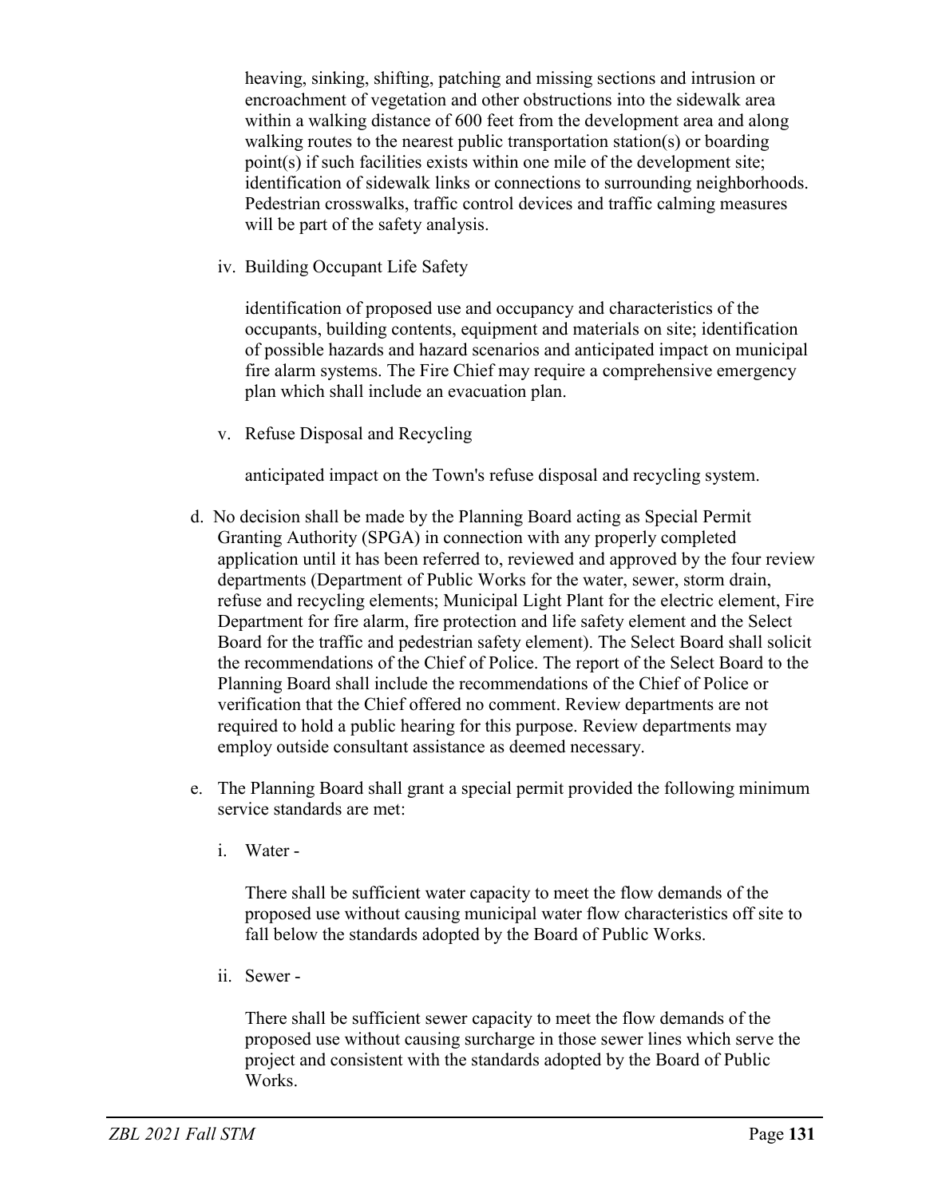heaving, sinking, shifting, patching and missing sections and intrusion or encroachment of vegetation and other obstructions into the sidewalk area within a walking distance of 600 feet from the development area and along walking routes to the nearest public transportation station(s) or boarding point(s) if such facilities exists within one mile of the development site; identification of sidewalk links or connections to surrounding neighborhoods. Pedestrian crosswalks, traffic control devices and traffic calming measures will be part of the safety analysis.

iv. Building Occupant Life Safety

identification of proposed use and occupancy and characteristics of the occupants, building contents, equipment and materials on site; identification of possible hazards and hazard scenarios and anticipated impact on municipal fire alarm systems. The Fire Chief may require a comprehensive emergency plan which shall include an evacuation plan.

v. Refuse Disposal and Recycling

anticipated impact on the Town's refuse disposal and recycling system.

d. No decision shall be made by the Planning Board acting as Special Permit Granting Authority (SPGA) in connection with any properly completed application until it has been referred to, reviewed and approved by the four review departments (Department of Public Works for the water, sewer, storm drain, refuse and recycling elements; Municipal Light Plant for the electric element, Fire Department for fire alarm, fire protection and life safety element and the Select Board for the traffic and pedestrian safety element). The Select Board shall solicit the recommendations of the Chief of Police. The report of the Select Board to the Planning Board shall include the recommendations of the Chief of Police or verification that the Chief offered no comment. Review departments are not required to hold a public hearing for this purpose. Review departments may employ outside consultant assistance as deemed necessary.

e. The Planning Board shall grant a special permit provided the following minimum service standards are met:

i. Water -

There shall be sufficient water capacity to meet the flow demands of the proposed use without causing municipal water flow characteristics off site to fall below the standards adopted by the Board of Public Works.

ii. Sewer -

There shall be sufficient sewer capacity to meet the flow demands of the proposed use without causing surcharge in those sewer lines which serve the project and consistent with the standards adopted by the Board of Public Works.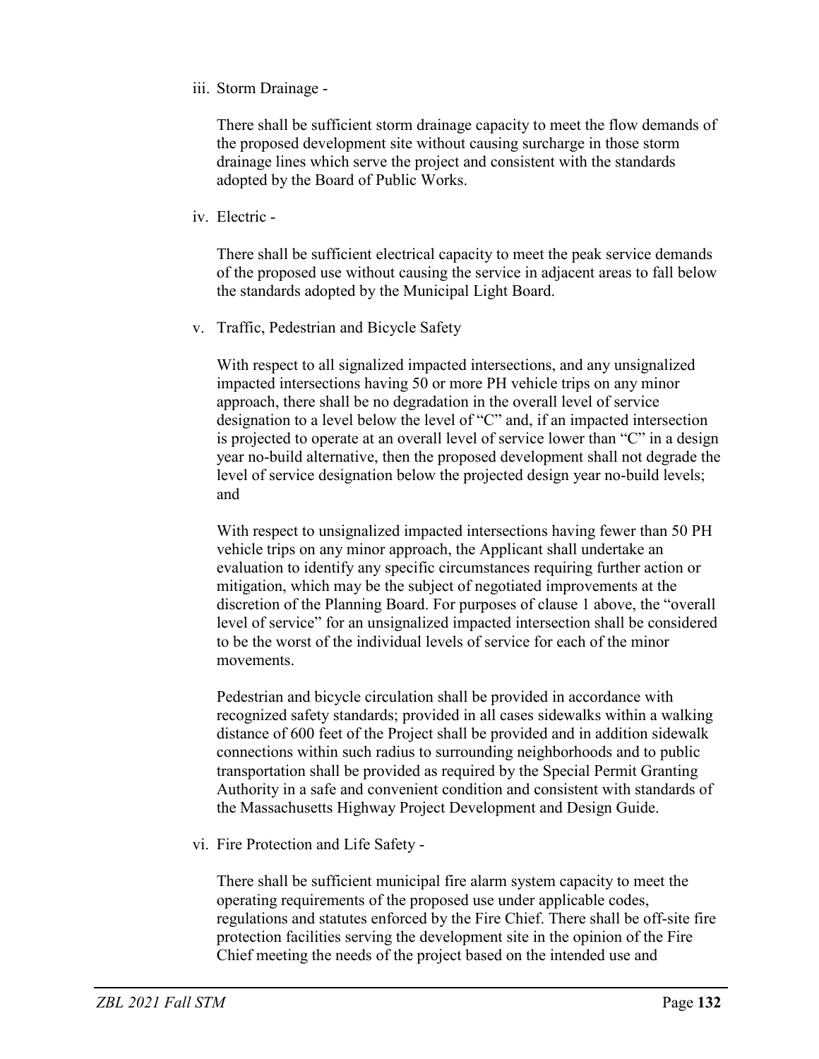iii. Storm Drainage -

There shall be sufficient storm drainage capacity to meet the flow demands of the proposed development site without causing surcharge in those storm drainage lines which serve the project and consistent with the standards adopted by the Board of Public Works.

iv. Electric -

There shall be sufficient electrical capacity to meet the peak service demands of the proposed use without causing the service in adjacent areas to fall below the standards adopted by the Municipal Light Board.

v. Traffic, Pedestrian and Bicycle Safety

With respect to all signalized impacted intersections, and any unsignalized impacted intersections having 50 or more PH vehicle trips on any minor approach, there shall be no degradation in the overall level of service designation to a level below the level of "C" and, if an impacted intersection is projected to operate at an overall level of service lower than "C" in a design year no-build alternative, then the proposed development shall not degrade the level of service designation below the projected design year no-build levels; and

With respect to unsignalized impacted intersections having fewer than 50 PH vehicle trips on any minor approach, the Applicant shall undertake an evaluation to identify any specific circumstances requiring further action or mitigation, which may be the subject of negotiated improvements at the discretion of the Planning Board. For purposes of clause 1 above, the "overall level of service" for an unsignalized impacted intersection shall be considered to be the worst of the individual levels of service for each of the minor movements.

Pedestrian and bicycle circulation shall be provided in accordance with recognized safety standards; provided in all cases sidewalks within a walking distance of 600 feet of the Project shall be provided and in addition sidewalk connections within such radius to surrounding neighborhoods and to public transportation shall be provided as required by the Special Permit Granting Authority in a safe and convenient condition and consistent with standards of the Massachusetts Highway Project Development and Design Guide.

vi. Fire Protection and Life Safety -

There shall be sufficient municipal fire alarm system capacity to meet the operating requirements of the proposed use under applicable codes, regulations and statutes enforced by the Fire Chief. There shall be off-site fire protection facilities serving the development site in the opinion of the Fire Chief meeting the needs of the project based on the intended use and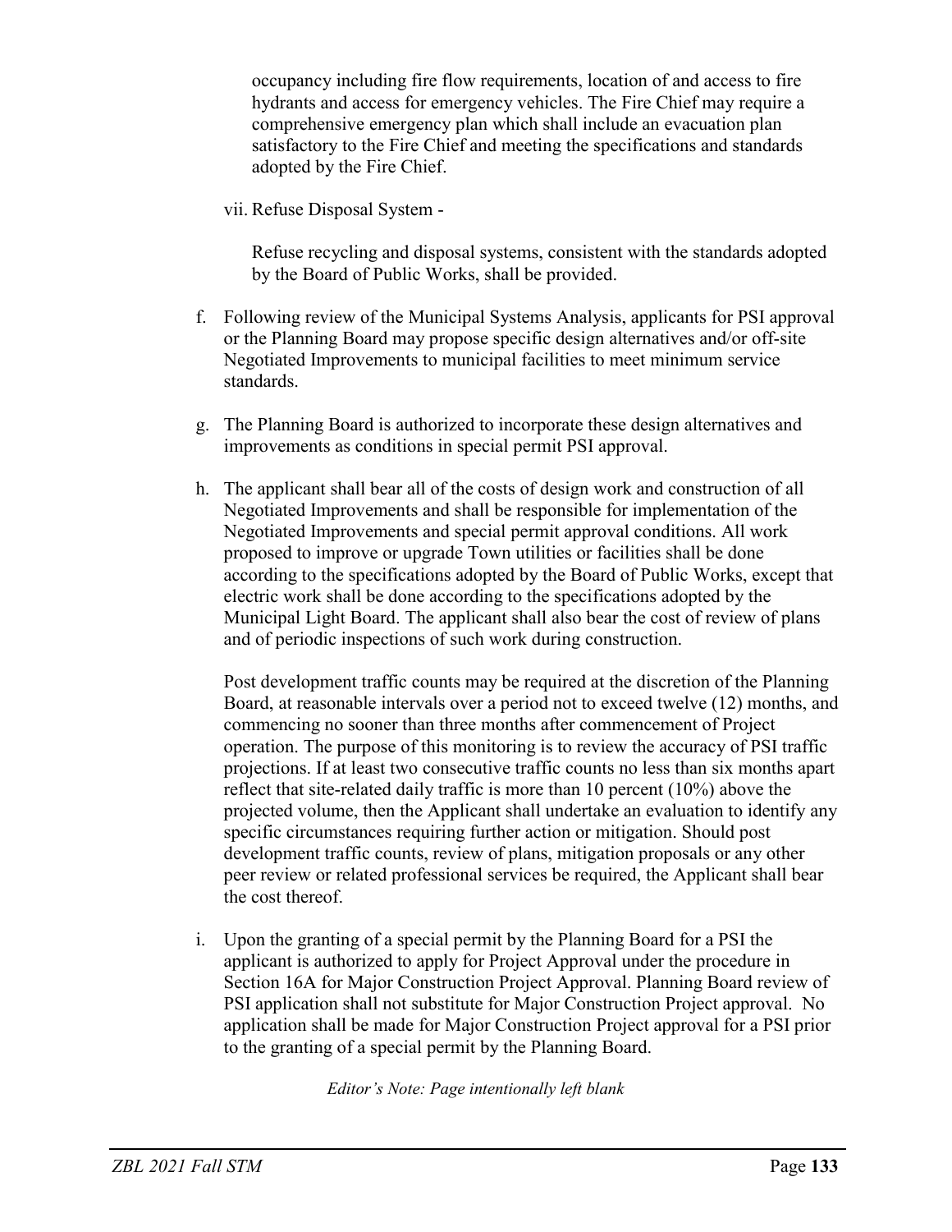occupancy including fire flow requirements, location of and access to fire hydrants and access for emergency vehicles. The Fire Chief may require a comprehensive emergency plan which shall include an evacuation plan satisfactory to the Fire Chief and meeting the specifications and standards adopted by the Fire Chief.

vii. Refuse Disposal System -

Refuse recycling and disposal systems, consistent with the standards adopted by the Board of Public Works, shall be provided.

f. Following review of the Municipal Systems Analysis, applicants for PSI approval or the Planning Board may propose specific design alternatives and/or off-site Negotiated Improvements to municipal facilities to meet minimum service standards.

g. The Planning Board is authorized to incorporate these design alternatives and improvements as conditions in special permit PSI approval.

h. The applicant shall bear all of the costs of design work and construction of all Negotiated Improvements and shall be responsible for implementation of the Negotiated Improvements and special permit approval conditions. All work proposed to improve or upgrade Town utilities or facilities shall be done according to the specifications adopted by the Board of Public Works, except that electric work shall be done according to the specifications adopted by the Municipal Light Board. The applicant shall also bear the cost of review of plans and of periodic inspections of such work during construction.

   Post development traffic counts may be required at the discretion of the Planning Board, at reasonable intervals over a period not to exceed twelve (12) months, and commencing no sooner than three months after commencement of Project operation. The purpose of this monitoring is to review the accuracy of PSI traffic projections. If at least two consecutive traffic counts no less than six months apart reflect that site-related daily traffic is more than 10 percent (10%) above the projected volume, then the Applicant shall undertake an evaluation to identify any specific circumstances requiring further action or mitigation. Should post development traffic counts, review of plans, mitigation proposals or any other peer review or related professional services be required, the Applicant shall bear the cost thereof.

i. Upon the granting of a special permit by the Planning Board for a PSI the applicant is authorized to apply for Project Approval under the procedure in Section 16A for Major Construction Project Approval. Planning Board review of PSI application shall not substitute for Major Construction Project approval. No application shall be made for Major Construction Project approval for a PSI prior to the granting of a special permit by the Planning Board.

*Editor's Note: Page intentionally left blank*